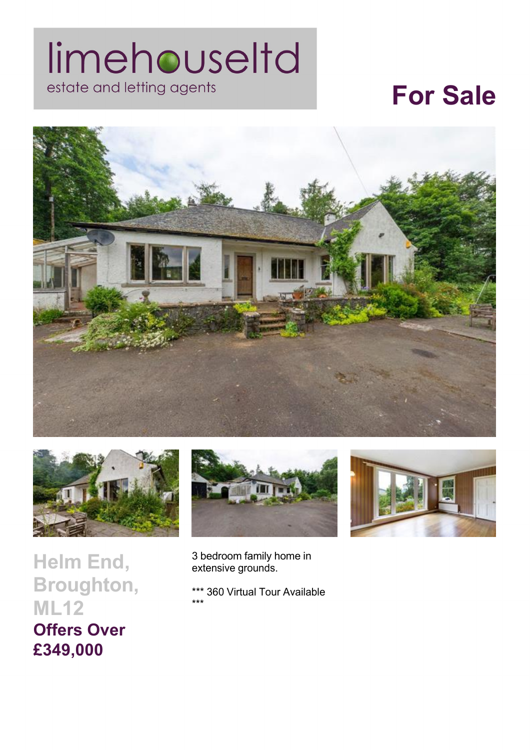limehouseltd

estate and letting agents

# For Sale

## Helm End, Broughton, ML12

**Offers Over £349,000**

3 bedroom family home in extensive grounds.

*** 360 Virtual Tour Available ***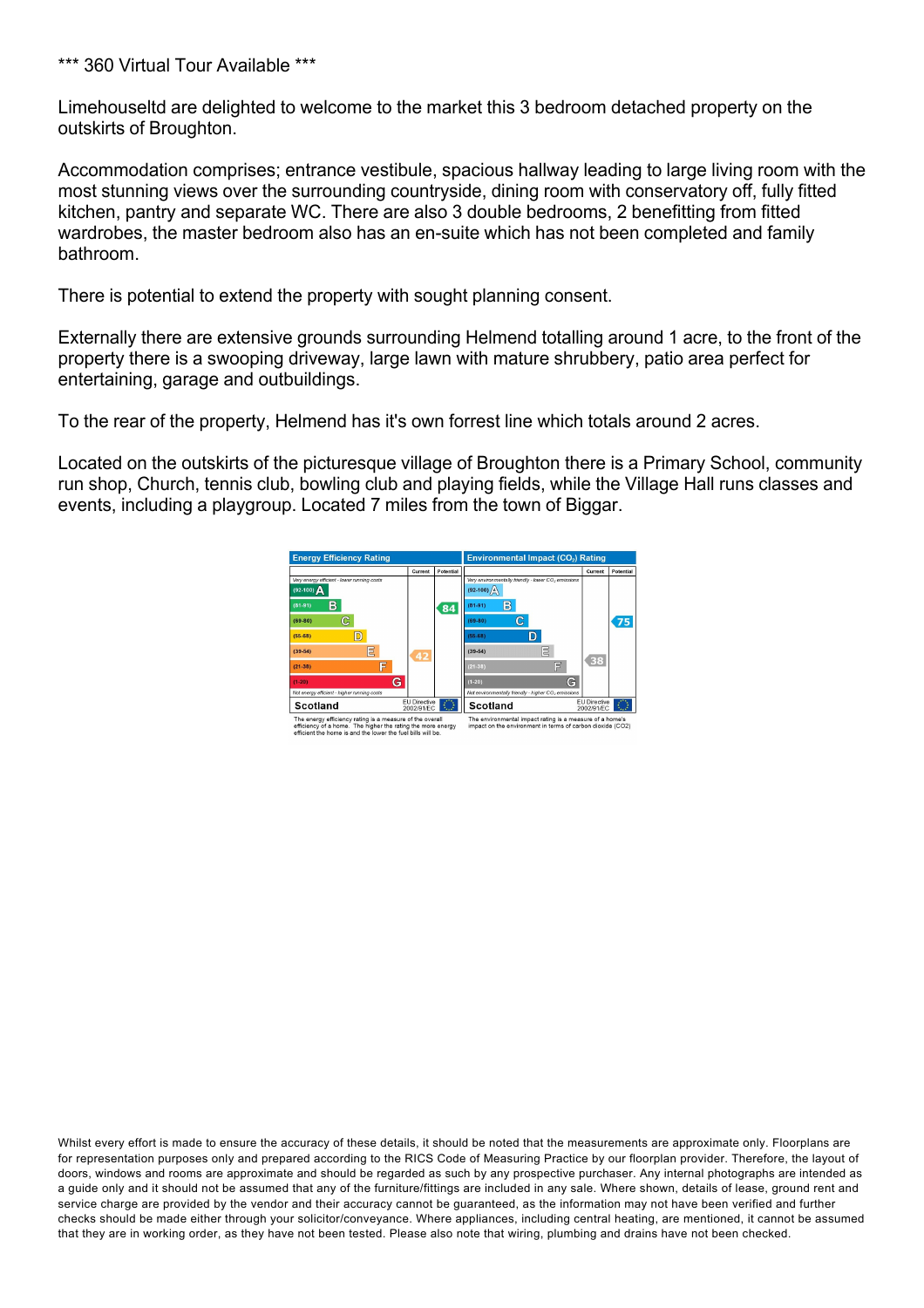*** 360 Virtual Tour Available ***

Limehouseltd are delighted to welcome to the market this 3 bedroom detached property on the outskirts of Broughton.

Accommodation comprises; entrance vestibule, spacious hallway leading to large living room with the most stunning views over the surrounding countryside, dining room with conservatory off, fully fitted kitchen, pantry and separate WC. There are also 3 double bedrooms, 2 benefitting from fitted wardrobes, the master bedroom also has an en-suite which has not been completed and family bathroom.

There is potential to extend the property with sought planning consent.

Externally there are extensive grounds surrounding Helmend totalling around 1 acre, to the front of the property there is a swooping driveway, large lawn with mature shrubbery, patio area perfect for entertaining, garage and outbuildings.

To the rear of the property, Helmend has it's own forrest line which totals around 2 acres.

Located on the outskirts of the picturesque village of Broughton there is a Primary School, community run shop, Church, tennis club, bowling club and playing fields, while the Village Hall runs classes and events, including a playgroup. Located 7 miles from the town of Biggar.

**Energy Efficiency Rating**

| | Current | Potential |
|---|---|---|
| *Very energy efficient - lower running costs* | | |
| (92-100) A | | |
| (81-91) B | | 84 |
| (69-80) C | | |
| (55-68) D | | |
| (39-54) E | 42 | |
| (21-38) F | | |
| (1-20) G | | |
| *Not energy efficient - higher running costs* | | |
| Scotland | EU Directive 2002/91/EC | |

The energy efficiency rating is a measure of the overall efficiency of a home. The higher the rating the more energy efficient the home is and the lower the fuel bills will be.

**Environmental Impact ($CO_2$) Rating**

| | Current | Potential |
|---|---|---|
| *Very environmentally friendly - lower $CO_2$ emissions* | | |
| (92-100) A | | |
| (81-91) B | | |
| (69-80) C | | 75 |
| (55-68) D | | |
| (39-54) E | | |
| (21-38) F | 38 | |
| (1-20) G | | |
| *Not environmentally friendly - higher $CO_2$ emissions* | | |
| Scotland | EU Directive 2002/91/EC | |

The environmental impact rating is a measure of a home's impact on the environment in terms of carbon dioxide ($CO_2$)

Whilst every effort is made to ensure the accuracy of these details, it should be noted that the measurements are approximate only. Floorplans are for representation purposes only and prepared according to the RICS Code of Measuring Practice by our floorplan provider. Therefore, the layout of doors, windows and rooms are approximate and should be regarded as such by any prospective purchaser. Any internal photographs are intended as a guide only and it should not be assumed that any of the furniture/fittings are included in any sale. Where shown, details of lease, ground rent and service charge are provided by the vendor and their accuracy cannot be guaranteed, as the information may not have been verified and further checks should be made either through your solicitor/conveyance. Where appliances, including central heating, are mentioned, it cannot be assumed that they are in working order, as they have not been tested. Please also note that wiring, plumbing and drains have not been checked.